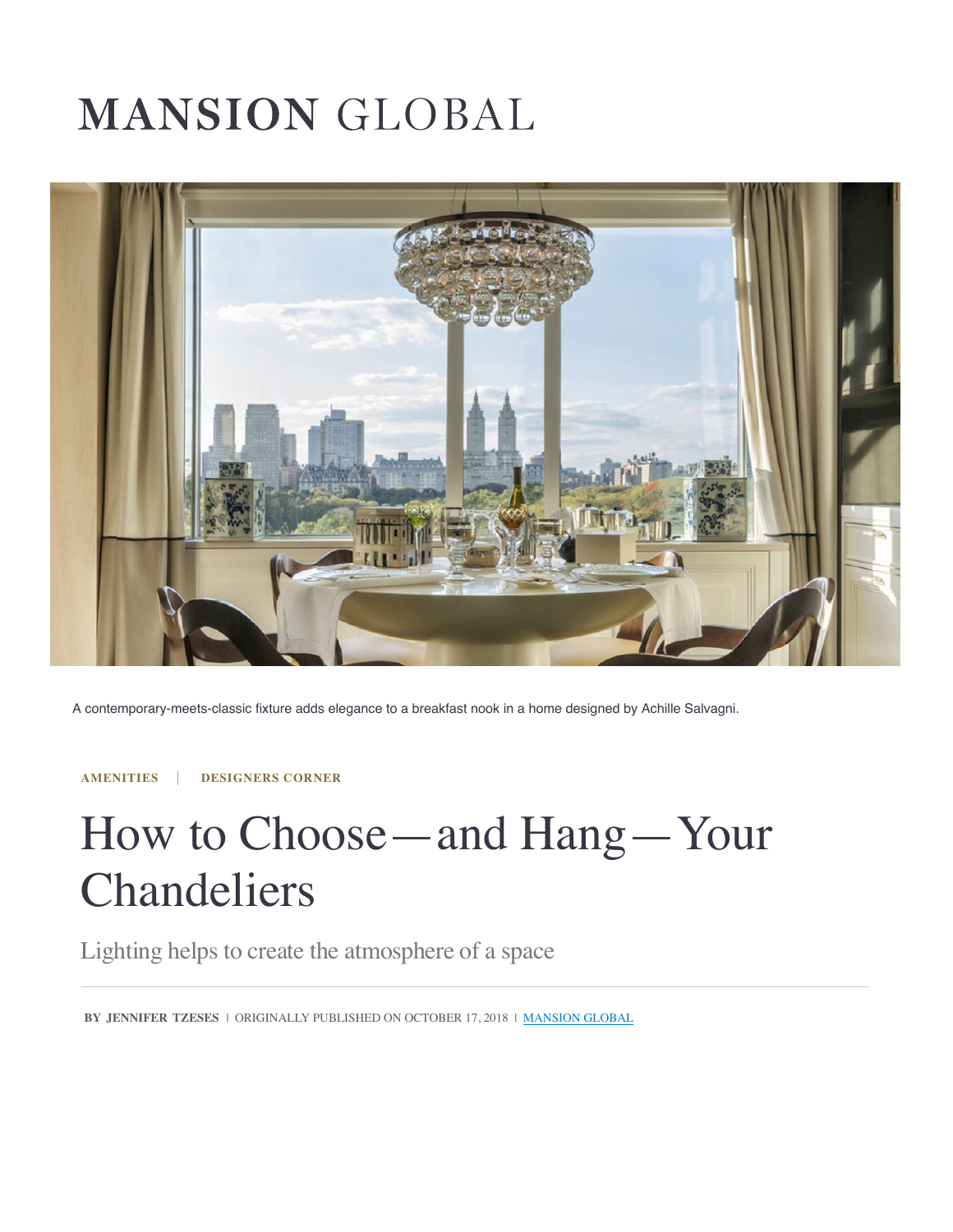MANSION GLOBAL

A contemporary-meets-classic fixture adds elegance to a breakfast nook in a home designed by Achille Salvagni.

**AMENITIES** | **DESIGNERS CORNER**

# How to Choose—and Hang—Your Chandeliers

## Lighting helps to create the atmosphere of a space

**BY JENNIFER TZESES** | ORIGINALLY PUBLISHED ON OCTOBER 17, 2018 | MANSION GLOBAL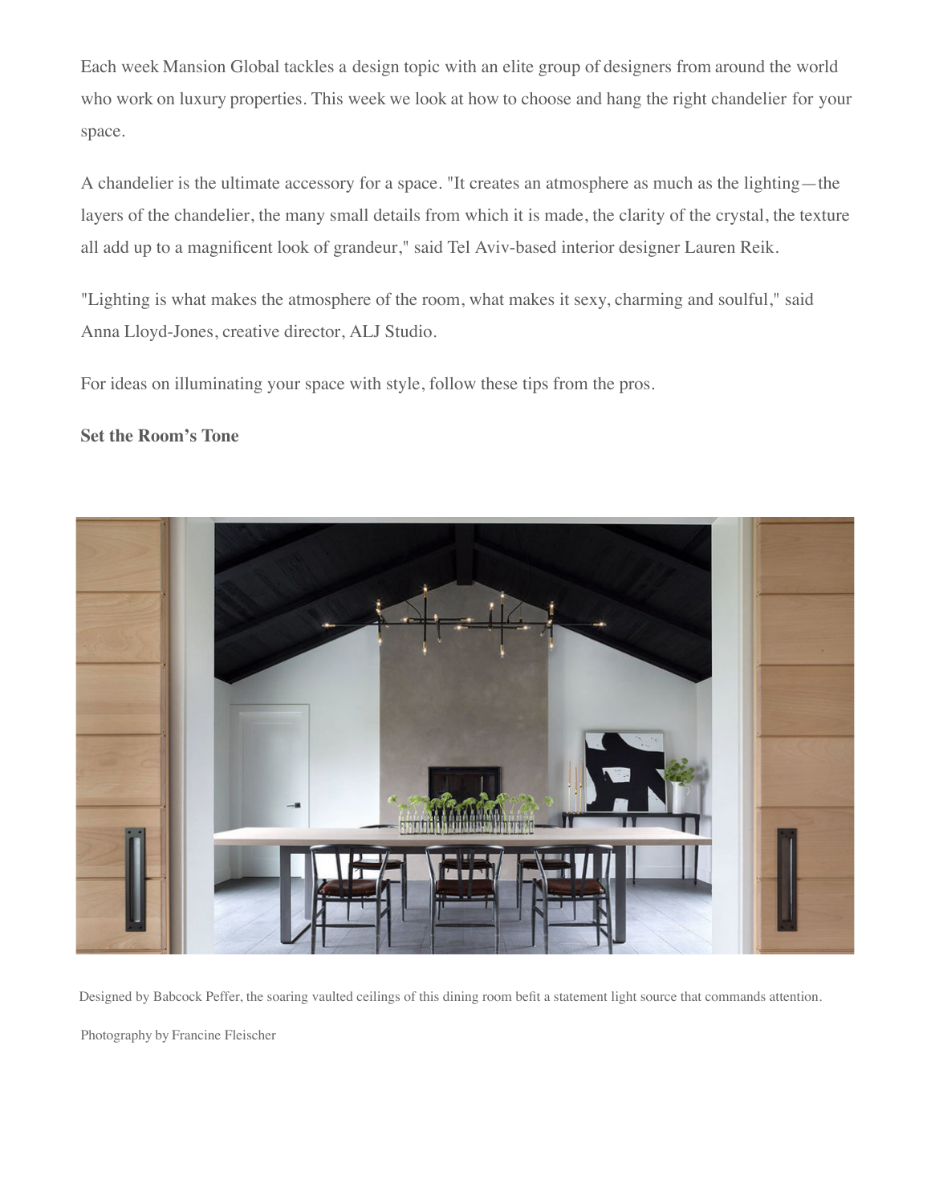Each week Mansion Global tackles a design topic with an elite group of designers from around the world who work on luxury properties. This week we look at how to choose and hang the right chandelier for your space.

A chandelier is the ultimate accessory for a space. "It creates an atmosphere as much as the lighting—the layers of the chandelier, the many small details from which it is made, the clarity of the crystal, the texture all add up to a magnificent look of grandeur," said Tel Aviv-based interior designer Lauren Reik.

"Lighting is what makes the atmosphere of the room, what makes it sexy, charming and soulful," said Anna Lloyd-Jones, creative director, ALJ Studio.

For ideas on illuminating your space with style, follow these tips from the pros.

**Set the Room's Tone**

Designed by Babcock Peffer, the soaring vaulted ceilings of this dining room befit a statement light source that commands attention.

Photography by Francine Fleischer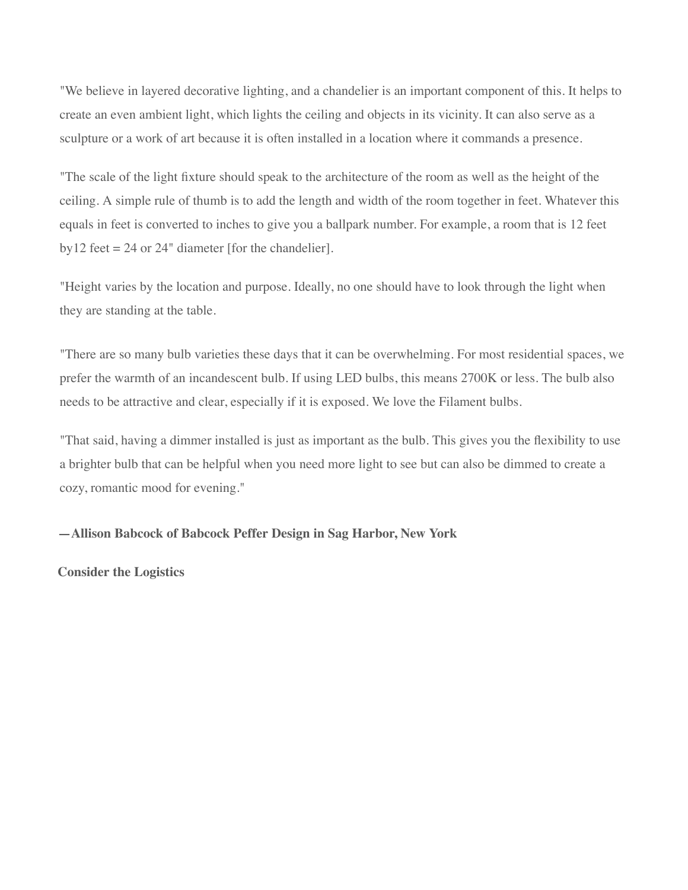"We believe in layered decorative lighting, and a chandelier is an important component of this. It helps to create an even ambient light, which lights the ceiling and objects in its vicinity. It can also serve as a sculpture or a work of art because it is often installed in a location where it commands a presence.

"The scale of the light fixture should speak to the architecture of the room as well as the height of the ceiling. A simple rule of thumb is to add the length and width of the room together in feet. Whatever this equals in feet is converted to inches to give you a ballpark number. For example, a room that is 12 feet by12 feet = 24 or 24" diameter [for the chandelier].

"Height varies by the location and purpose. Ideally, no one should have to look through the light when they are standing at the table.

"There are so many bulb varieties these days that it can be overwhelming. For most residential spaces, we prefer the warmth of an incandescent bulb. If using LED bulbs, this means 2700K or less. The bulb also needs to be attractive and clear, especially if it is exposed. We love the Filament bulbs.

"That said, having a dimmer installed is just as important as the bulb. This gives you the flexibility to use a brighter bulb that can be helpful when you need more light to see but can also be dimmed to create a cozy, romantic mood for evening."

**—Allison Babcock of Babcock Peffer Design in Sag Harbor, New York**

**Consider the Logistics**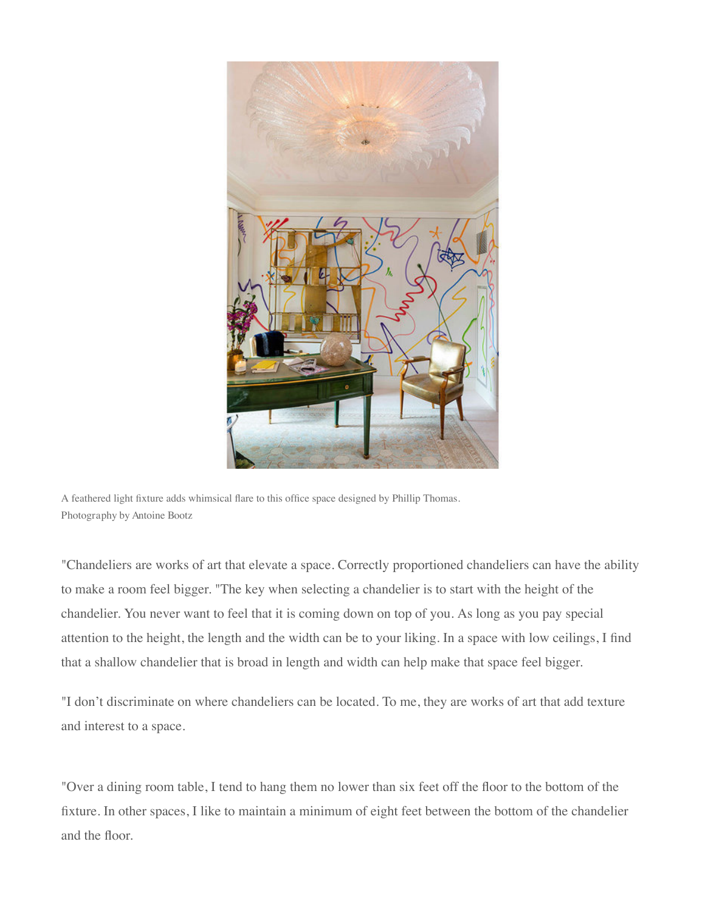A feathered light fixture adds whimsical flare to this office space designed by Phillip Thomas.
Photography by Antoine Bootz

"Chandeliers are works of art that elevate a space. Correctly proportioned chandeliers can have the ability to make a room feel bigger. "The key when selecting a chandelier is to start with the height of the chandelier. You never want to feel that it is coming down on top of you. As long as you pay special attention to the height, the length and the width can be to your liking. In a space with low ceilings, I find that a shallow chandelier that is broad in length and width can help make that space feel bigger.

"I don't discriminate on where chandeliers can be located. To me, they are works of art that add texture and interest to a space.

"Over a dining room table, I tend to hang them no lower than six feet off the floor to the bottom of the fixture. In other spaces, I like to maintain a minimum of eight feet between the bottom of the chandelier and the floor.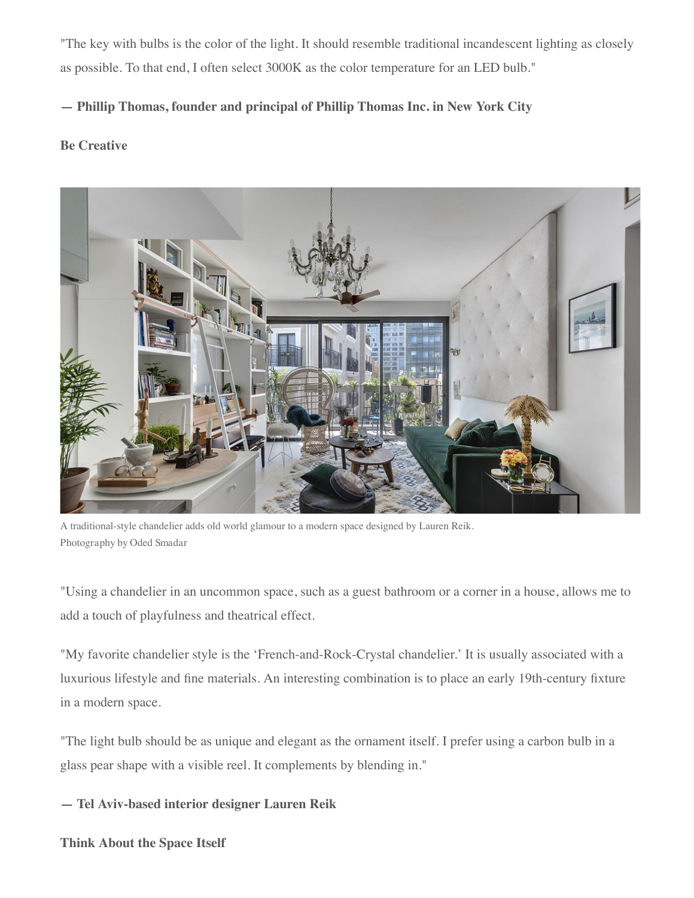"The key with bulbs is the color of the light. It should resemble traditional incandescent lighting as closely as possible. To that end, I often select 3000K as the color temperature for an LED bulb."

**— Phillip Thomas, founder and principal of Phillip Thomas Inc. in New York City**

**Be Creative**

A traditional-style chandelier adds old world glamour to a modern space designed by Lauren Reik.
Photography by Oded Smadar

"Using a chandelier in an uncommon space, such as a guest bathroom or a corner in a house, allows me to add a touch of playfulness and theatrical effect.

"My favorite chandelier style is the 'French-and-Rock-Crystal chandelier.' It is usually associated with a luxurious lifestyle and fine materials. An interesting combination is to place an early 19th-century fixture in a modern space.

"The light bulb should be as unique and elegant as the ornament itself. I prefer using a carbon bulb in a glass pear shape with a visible reel. It complements by blending in."

**— Tel Aviv-based interior designer Lauren Reik**

**Think About the Space Itself**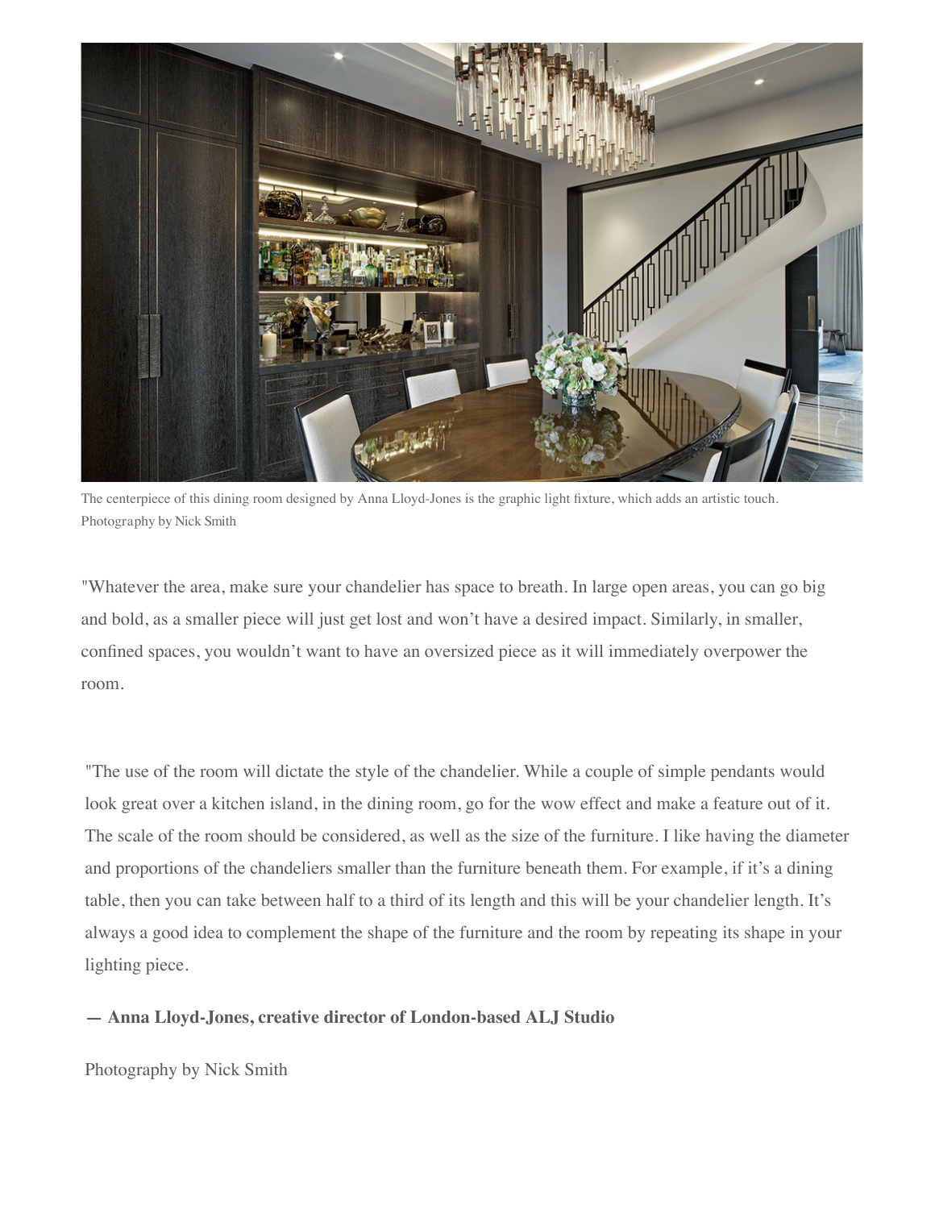The centerpiece of this dining room designed by Anna Lloyd-Jones is the graphic light fixture, which adds an artistic touch. Photography by Nick Smith

"Whatever the area, make sure your chandelier has space to breath. In large open areas, you can go big and bold, as a smaller piece will just get lost and won't have a desired impact. Similarly, in smaller, confined spaces, you wouldn't want to have an oversized piece as it will immediately overpower the room.

"The use of the room will dictate the style of the chandelier. While a couple of simple pendants would look great over a kitchen island, in the dining room, go for the wow effect and make a feature out of it. The scale of the room should be considered, as well as the size of the furniture. I like having the diameter and proportions of the chandeliers smaller than the furniture beneath them. For example, if it's a dining table, then you can take between half to a third of its length and this will be your chandelier length. It's always a good idea to complement the shape of the furniture and the room by repeating its shape in your lighting piece.

**— Anna Lloyd-Jones, creative director of London-based ALJ Studio**

Photography by Nick Smith